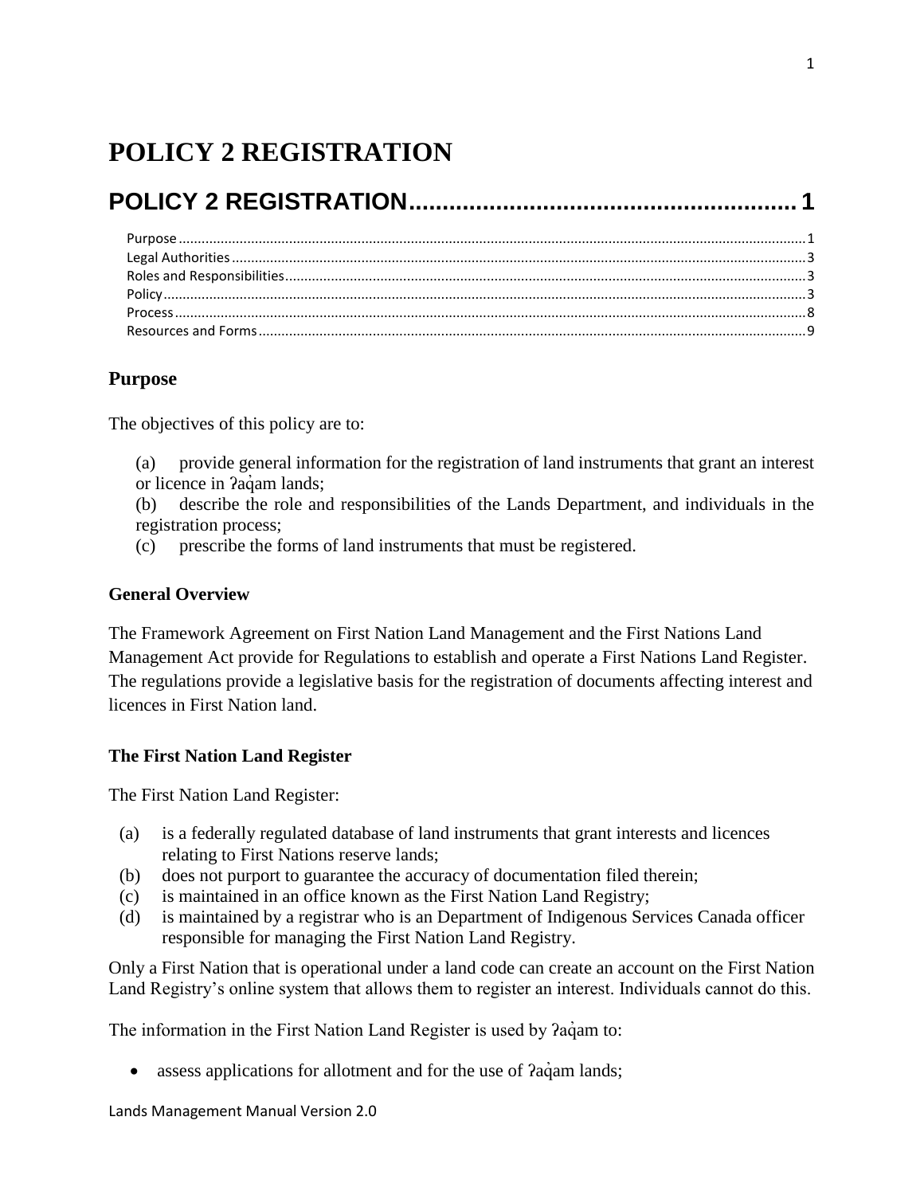# POLICY 2 REGISTRATION

## POLICY 2 REGISTRATION........................................................ 1

Purpose........................................................................................................................................................1
Legal Authorities.........................................................................................................................................3
Roles and Responsibilities...........................................................................................................................3
Policy...........................................................................................................................................................3
Process........................................................................................................................................................8
Resources and Forms..................................................................................................................................9

### Purpose

The objectives of this policy are to:

(a) provide general information for the registration of land instruments that grant an interest or licence in ʔaq̓am lands;
(b) describe the role and responsibilities of the Lands Department, and individuals in the registration process;
(c) prescribe the forms of land instruments that must be registered.

**General Overview**

The Framework Agreement on First Nation Land Management and the First Nations Land Management Act provide for Regulations to establish and operate a First Nations Land Register. The regulations provide a legislative basis for the registration of documents affecting interest and licences in First Nation land.

**The First Nation Land Register**

The First Nation Land Register:

(a) is a federally regulated database of land instruments that grant interests and licences relating to First Nations reserve lands;
(b) does not purport to guarantee the accuracy of documentation filed therein;
(c) is maintained in an office known as the First Nation Land Registry;
(d) is maintained by a registrar who is an Department of Indigenous Services Canada officer responsible for managing the First Nation Land Registry.

Only a First Nation that is operational under a land code can create an account on the First Nation Land Registry's online system that allows them to register an interest. Individuals cannot do this.

The information in the First Nation Land Register is used by ʔaq̓am to:

- assess applications for allotment and for the use of ʔaq̓am lands;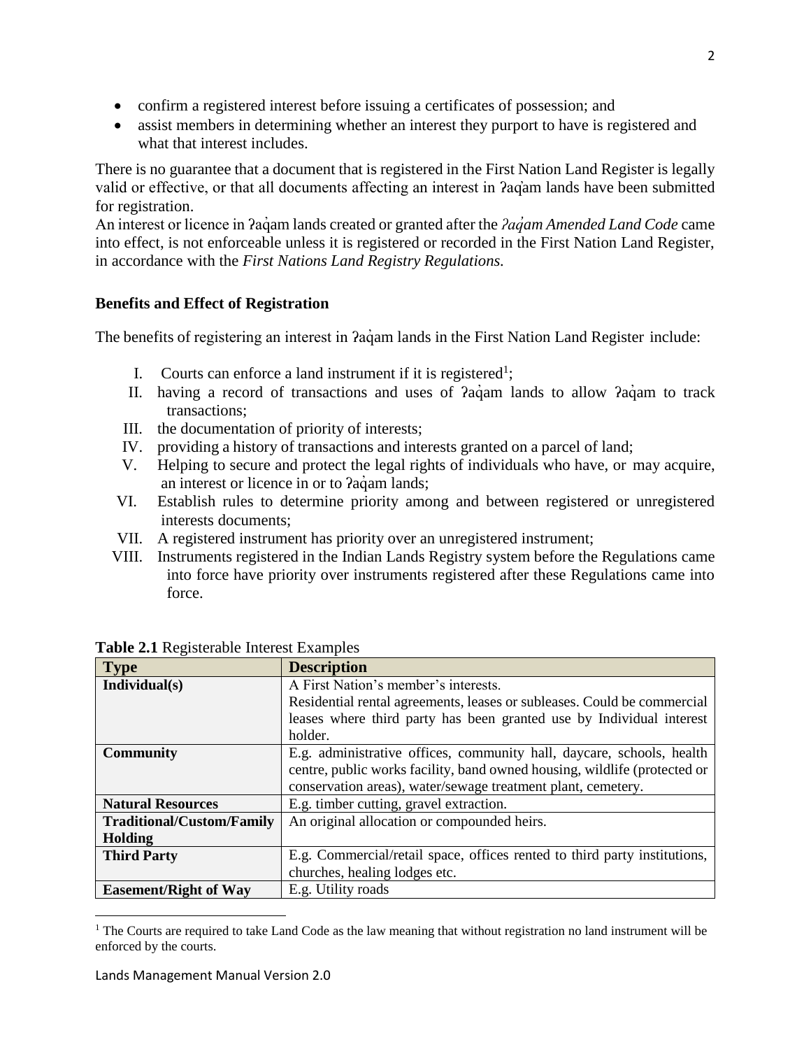- confirm a registered interest before issuing a certificates of possession; and
- assist members in determining whether an interest they purport to have is registered and what that interest includes.

There is no guarantee that a document that is registered in the First Nation Land Register is legally valid or effective, or that all documents affecting an interest in ʔaq̓am lands have been submitted for registration.

An interest or licence in ʔaq̓am lands created or granted after the *ʔaq̓am Amended Land Code* came into effect, is not enforceable unless it is registered or recorded in the First Nation Land Register, in accordance with the *First Nations Land Registry Regulations.*

### Benefits and Effect of Registration

The benefits of registering an interest in ʔaq̓am lands in the First Nation Land Register include:

I. Courts can enforce a land instrument if it is registered[1];
II. having a record of transactions and uses of ʔaq̓am lands to allow ʔaq̓am to track transactions;
III. the documentation of priority of interests;
IV. providing a history of transactions and interests granted on a parcel of land;
V. Helping to secure and protect the legal rights of individuals who have, or may acquire, an interest or licence in or to ʔaq̓am lands;
VI. Establish rules to determine priority among and between registered or unregistered interests documents;
VII. A registered instrument has priority over an unregistered instrument;
VIII. Instruments registered in the Indian Lands Registry system before the Regulations came into force have priority over instruments registered after these Regulations came into force.

**Table 2.1** Registerable Interest Examples

| Type | Description |
|---|---|
| **Individual(s)** | A First Nation's member's interests. Residential rental agreements, leases or subleases. Could be commercial leases where third party has been granted use by Individual interest holder. |
| **Community** | E.g. administrative offices, community hall, daycare, schools, health centre, public works facility, band owned housing, wildlife (protected or conservation areas), water/sewage treatment plant, cemetery. |
| **Natural Resources** | E.g. timber cutting, gravel extraction. |
| **Traditional/Custom/Family Holding** | An original allocation or compounded heirs. |
| **Third Party** | E.g. Commercial/retail space, offices rented to third party institutions, churches, healing lodges etc. |
| **Easement/Right of Way** | E.g. Utility roads |

[1] The Courts are required to take Land Code as the law meaning that without registration no land instrument will be enforced by the courts.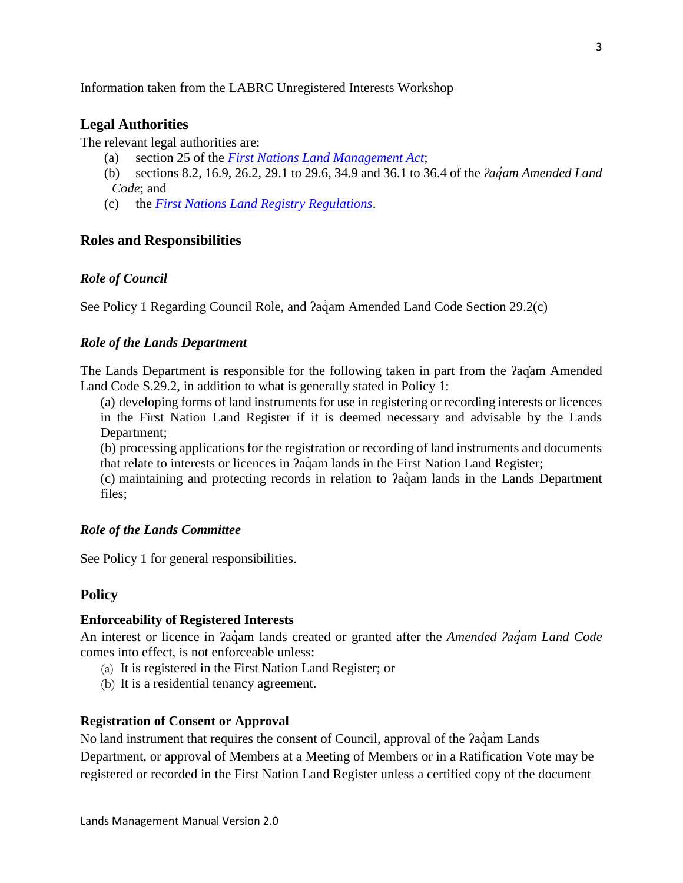Information taken from the LABRC Unregistered Interests Workshop

## Legal Authorities

The relevant legal authorities are:

(a) section 25 of the *First Nations Land Management Act*;

(b) sections 8.2, 16.9, 26.2, 29.1 to 29.6, 34.9 and 36.1 to 36.4 of the *ʔaq̓am Amended Land Code*; and

(c) the *First Nations Land Registry Regulations*.

## Roles and Responsibilities

### *Role of Council*

See Policy 1 Regarding Council Role, and ʔaq̓am Amended Land Code Section 29.2(c)

### *Role of the Lands Department*

The Lands Department is responsible for the following taken in part from the ʔaq̓am Amended Land Code S.29.2, in addition to what is generally stated in Policy 1:

(a) developing forms of land instruments for use in registering or recording interests or licences in the First Nation Land Register if it is deemed necessary and advisable by the Lands Department;

(b) processing applications for the registration or recording of land instruments and documents that relate to interests or licences in ʔaq̓am lands in the First Nation Land Register;

(c) maintaining and protecting records in relation to ʔaq̓am lands in the Lands Department files;

### *Role of the Lands Committee*

See Policy 1 for general responsibilities.

## Policy

**Enforceability of Registered Interests**

An interest or licence in ʔaq̓am lands created or granted after the *Amended ʔaq̓am Land Code* comes into effect, is not enforceable unless:

(a) It is registered in the First Nation Land Register; or

(b) It is a residential tenancy agreement.

**Registration of Consent or Approval**

No land instrument that requires the consent of Council, approval of the ʔaq̓am Lands Department, or approval of Members at a Meeting of Members or in a Ratification Vote may be registered or recorded in the First Nation Land Register unless a certified copy of the document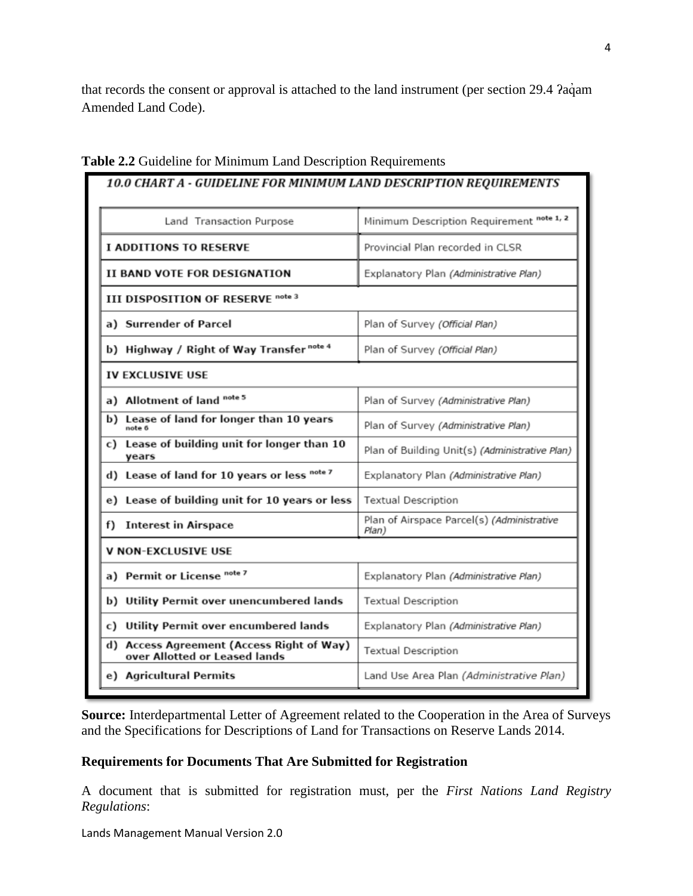that records the consent or approval is attached to the land instrument (per section 29.4 ʔaq̓am Amended Land Code).

**Table 2.2** Guideline for Minimum Land Description Requirements

***10.0 CHART A - GUIDELINE FOR MINIMUM LAND DESCRIPTION REQUIREMENTS***

| Land Transaction Purpose | Minimum Description Requirement note 1, 2 |
|---|---|
| **I ADDITIONS TO RESERVE** | Provincial Plan recorded in CLSR |
| **II BAND VOTE FOR DESIGNATION** | Explanatory Plan *(Administrative Plan)* |
| **III DISPOSITION OF RESERVE** note 3 | |
| **a) Surrender of Parcel** | Plan of Survey *(Official Plan)* |
| **b) Highway / Right of Way Transfer** note 4 | Plan of Survey *(Official Plan)* |
| **IV EXCLUSIVE USE** | |
| **a) Allotment of land** note 5 | Plan of Survey *(Administrative Plan)* |
| **b) Lease of land for longer than 10 years** note 6 | Plan of Survey *(Administrative Plan)* |
| **c) Lease of building unit for longer than 10 years** | Plan of Building Unit(s) *(Administrative Plan)* |
| **d) Lease of land for 10 years or less** note 7 | Explanatory Plan *(Administrative Plan)* |
| **e) Lease of building unit for 10 years or less** | Textual Description |
| **f) Interest in Airspace** | Plan of Airspace Parcel(s) *(Administrative Plan)* |
| **V NON-EXCLUSIVE USE** | |
| **a) Permit or License** note 7 | Explanatory Plan *(Administrative Plan)* |
| **b) Utility Permit over unencumbered lands** | Textual Description |
| **c) Utility Permit over encumbered lands** | Explanatory Plan *(Administrative Plan)* |
| **d) Access Agreement (Access Right of Way) over Allotted or Leased lands** | Textual Description |
| **e) Agricultural Permits** | Land Use Area Plan *(Administrative Plan)* |

**Source:** Interdepartmental Letter of Agreement related to the Cooperation in the Area of Surveys and the Specifications for Descriptions of Land for Transactions on Reserve Lands 2014.

**Requirements for Documents That Are Submitted for Registration**

A document that is submitted for registration must, per the *First Nations Land Registry Regulations*: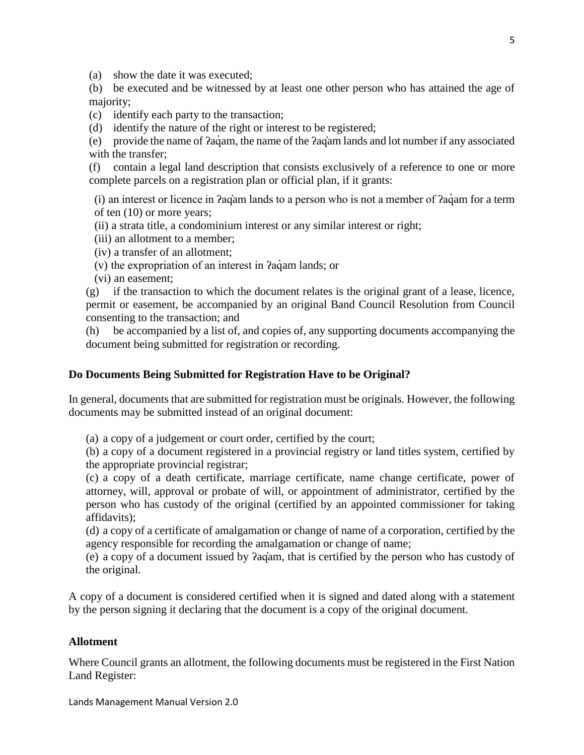(a) show the date it was executed;

(b) be executed and be witnessed by at least one other person who has attained the age of majority;

(c) identify each party to the transaction;

(d) identify the nature of the right or interest to be registered;

(e) provide the name of ʔaq̓am, the name of the ʔaq̓am lands and lot number if any associated with the transfer;

(f) contain a legal land description that consists exclusively of a reference to one or more complete parcels on a registration plan or official plan, if it grants:

(i) an interest or licence in ʔaq̓am lands to a person who is not a member of ʔaq̓am for a term of ten (10) or more years;

(ii) a strata title, a condominium interest or any similar interest or right;

(iii) an allotment to a member;

(iv) a transfer of an allotment;

(v) the expropriation of an interest in ʔaq̓am lands; or

(vi) an easement;

(g) if the transaction to which the document relates is the original grant of a lease, licence, permit or easement, be accompanied by an original Band Council Resolution from Council consenting to the transaction; and

(h) be accompanied by a list of, and copies of, any supporting documents accompanying the document being submitted for registration or recording.

**Do Documents Being Submitted for Registration Have to be Original?**

In general, documents that are submitted for registration must be originals. However, the following documents may be submitted instead of an original document:

(a) a copy of a judgement or court order, certified by the court;

(b) a copy of a document registered in a provincial registry or land titles system, certified by the appropriate provincial registrar;

(c) a copy of a death certificate, marriage certificate, name change certificate, power of attorney, will, approval or probate of will, or appointment of administrator, certified by the person who has custody of the original (certified by an appointed commissioner for taking affidavits);

(d) a copy of a certificate of amalgamation or change of name of a corporation, certified by the agency responsible for recording the amalgamation or change of name;

(e) a copy of a document issued by ʔaq̓am, that is certified by the person who has custody of the original.

A copy of a document is considered certified when it is signed and dated along with a statement by the person signing it declaring that the document is a copy of the original document.

**Allotment**

Where Council grants an allotment, the following documents must be registered in the First Nation Land Register: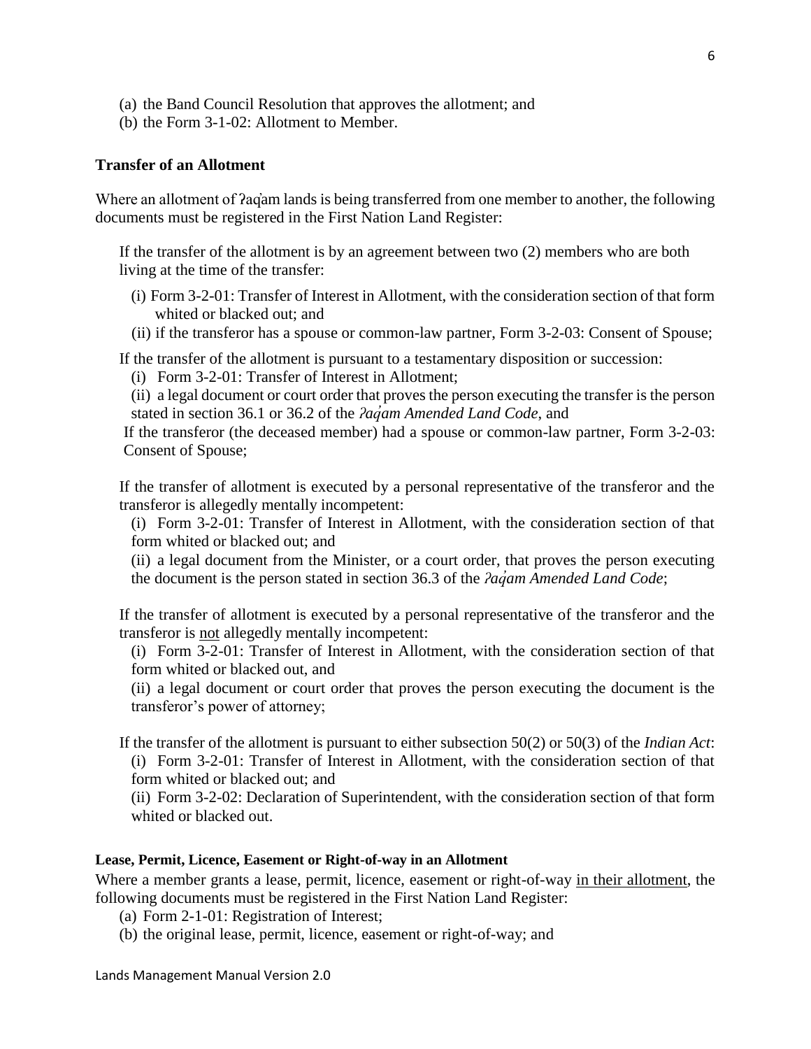(a) the Band Council Resolution that approves the allotment; and
(b) the Form 3-1-02: Allotment to Member.

### Transfer of an Allotment

Where an allotment of ʔaq̓am lands is being transferred from one member to another, the following documents must be registered in the First Nation Land Register:

If the transfer of the allotment is by an agreement between two (2) members who are both living at the time of the transfer:

(i) Form 3-2-01: Transfer of Interest in Allotment, with the consideration section of that form whited or blacked out; and
(ii) if the transferor has a spouse or common-law partner, Form 3-2-03: Consent of Spouse;

If the transfer of the allotment is pursuant to a testamentary disposition or succession:

(i) Form 3-2-01: Transfer of Interest in Allotment;
(ii) a legal document or court order that proves the person executing the transfer is the person stated in section 36.1 or 36.2 of the *ʔaq̓am Amended Land Code*, and
If the transferor (the deceased member) had a spouse or common-law partner, Form 3-2-03: Consent of Spouse;

If the transfer of allotment is executed by a personal representative of the transferor and the transferor is allegedly mentally incompetent:

(i) Form 3-2-01: Transfer of Interest in Allotment, with the consideration section of that form whited or blacked out; and
(ii) a legal document from the Minister, or a court order, that proves the person executing the document is the person stated in section 36.3 of the *ʔaq̓am Amended Land Code*;

If the transfer of allotment is executed by a personal representative of the transferor and the transferor is <u>not</u> allegedly mentally incompetent:

(i) Form 3-2-01: Transfer of Interest in Allotment, with the consideration section of that form whited or blacked out, and
(ii) a legal document or court order that proves the person executing the document is the transferor's power of attorney;

If the transfer of the allotment is pursuant to either subsection 50(2) or 50(3) of the *Indian Act*:

(i) Form 3-2-01: Transfer of Interest in Allotment, with the consideration section of that form whited or blacked out; and
(ii) Form 3-2-02: Declaration of Superintendent, with the consideration section of that form whited or blacked out.

#### Lease, Permit, Licence, Easement or Right-of-way in an Allotment

Where a member grants a lease, permit, licence, easement or right-of-way <u>in their allotment</u>, the following documents must be registered in the First Nation Land Register:

(a) Form 2-1-01: Registration of Interest;
(b) the original lease, permit, licence, easement or right-of-way; and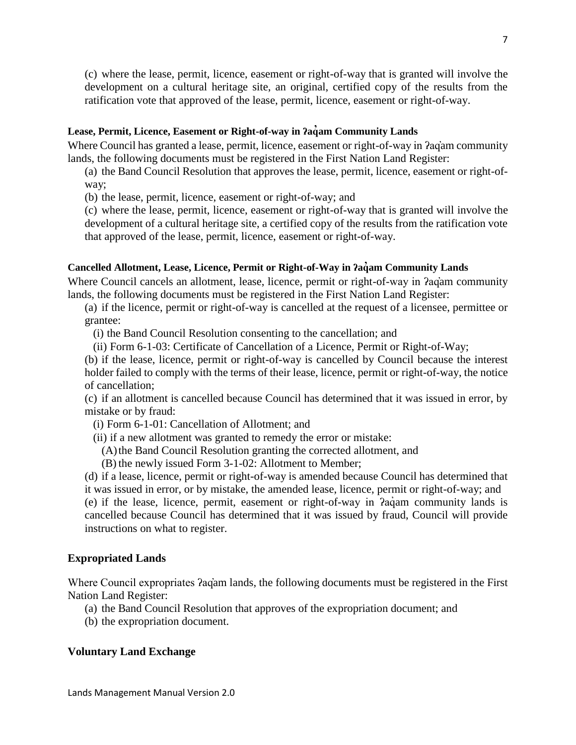(c) where the lease, permit, licence, easement or right-of-way that is granted will involve the development on a cultural heritage site, an original, certified copy of the results from the ratification vote that approved of the lease, permit, licence, easement or right-of-way.

#### Lease, Permit, Licence, Easement or Right-of-way in ʔaq̓am Community Lands

Where Council has granted a lease, permit, licence, easement or right-of-way in ʔaq̓am community lands, the following documents must be registered in the First Nation Land Register:

(a) the Band Council Resolution that approves the lease, permit, licence, easement or right-of-way;

(b) the lease, permit, licence, easement or right-of-way; and

(c) where the lease, permit, licence, easement or right-of-way that is granted will involve the development of a cultural heritage site, a certified copy of the results from the ratification vote that approved of the lease, permit, licence, easement or right-of-way.

#### Cancelled Allotment, Lease, Licence, Permit or Right-of-Way in ʔaq̓am Community Lands

Where Council cancels an allotment, lease, licence, permit or right-of-way in ʔaq̓am community lands, the following documents must be registered in the First Nation Land Register:

(a) if the licence, permit or right-of-way is cancelled at the request of a licensee, permittee or grantee:

  (i) the Band Council Resolution consenting to the cancellation; and

  (ii) Form 6-1-03: Certificate of Cancellation of a Licence, Permit or Right-of-Way;

(b) if the lease, licence, permit or right-of-way is cancelled by Council because the interest holder failed to comply with the terms of their lease, licence, permit or right-of-way, the notice of cancellation;

(c) if an allotment is cancelled because Council has determined that it was issued in error, by mistake or by fraud:

  (i) Form 6-1-01: Cancellation of Allotment; and

  (ii) if a new allotment was granted to remedy the error or mistake:

    (A) the Band Council Resolution granting the corrected allotment, and

    (B) the newly issued Form 3-1-02: Allotment to Member;

(d) if a lease, licence, permit or right-of-way is amended because Council has determined that it was issued in error, or by mistake, the amended lease, licence, permit or right-of-way; and

(e) if the lease, licence, permit, easement or right-of-way in ʔaq̓am community lands is cancelled because Council has determined that it was issued by fraud, Council will provide instructions on what to register.

### Expropriated Lands

Where Council expropriates ʔaq̓am lands, the following documents must be registered in the First Nation Land Register:

(a) the Band Council Resolution that approves of the expropriation document; and

(b) the expropriation document.

### Voluntary Land Exchange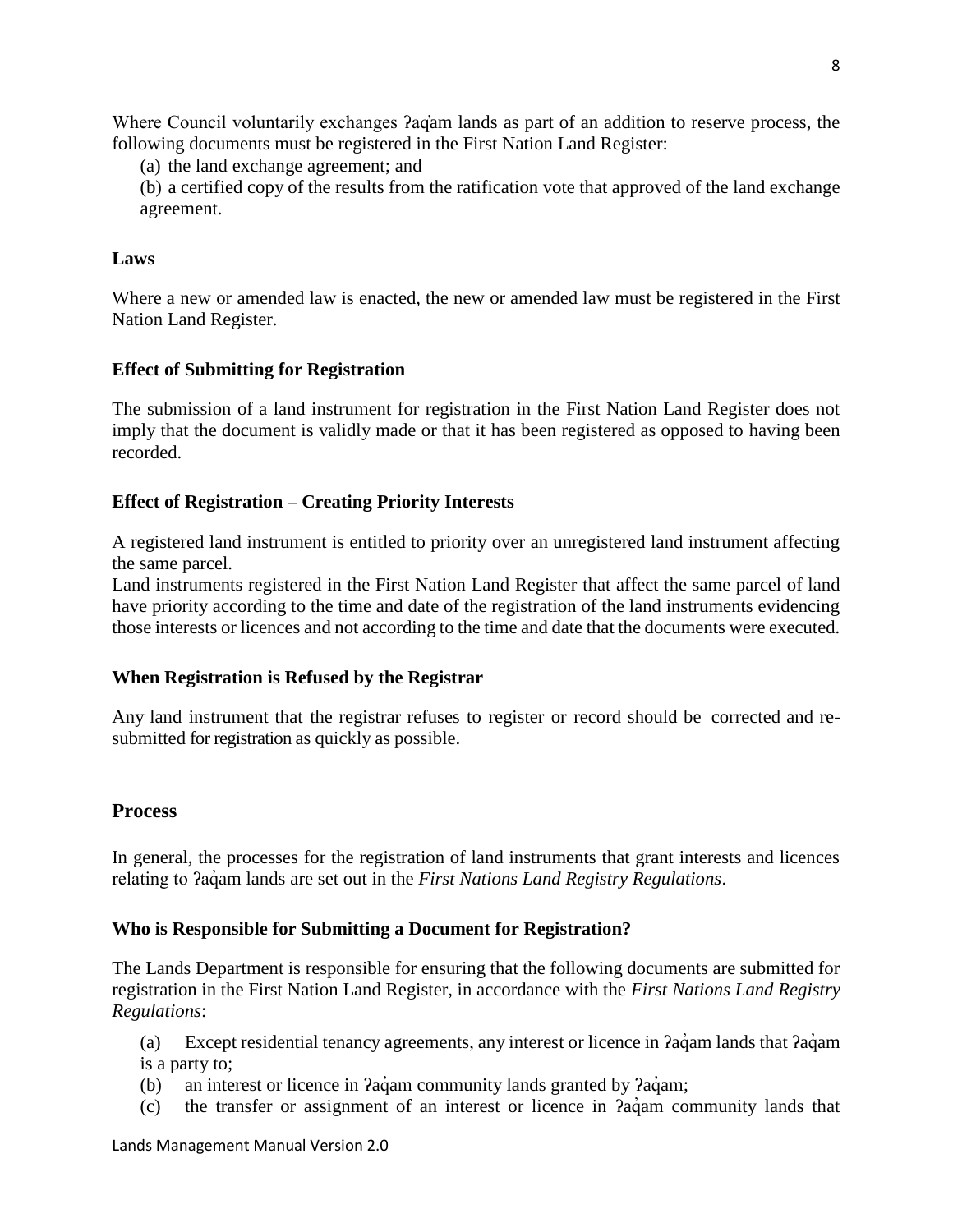Where Council voluntarily exchanges ʔaq̓am lands as part of an addition to reserve process, the following documents must be registered in the First Nation Land Register:

(a) the land exchange agreement; and

(b) a certified copy of the results from the ratification vote that approved of the land exchange agreement.

**Laws**

Where a new or amended law is enacted, the new or amended law must be registered in the First Nation Land Register.

**Effect of Submitting for Registration**

The submission of a land instrument for registration in the First Nation Land Register does not imply that the document is validly made or that it has been registered as opposed to having been recorded.

**Effect of Registration – Creating Priority Interests**

A registered land instrument is entitled to priority over an unregistered land instrument affecting the same parcel.

Land instruments registered in the First Nation Land Register that affect the same parcel of land have priority according to the time and date of the registration of the land instruments evidencing those interests or licences and not according to the time and date that the documents were executed.

**When Registration is Refused by the Registrar**

Any land instrument that the registrar refuses to register or record should be corrected and re-submitted for registration as quickly as possible.

## Process

In general, the processes for the registration of land instruments that grant interests and licences relating to ʔaq̓am lands are set out in the *First Nations Land Registry Regulations*.

**Who is Responsible for Submitting a Document for Registration?**

The Lands Department is responsible for ensuring that the following documents are submitted for registration in the First Nation Land Register, in accordance with the *First Nations Land Registry Regulations*:

(a) Except residential tenancy agreements, any interest or licence in ʔaq̓am lands that ʔaq̓am is a party to;

(b) an interest or licence in ʔaq̓am community lands granted by ʔaq̓am;

(c) the transfer or assignment of an interest or licence in ʔaq̓am community lands that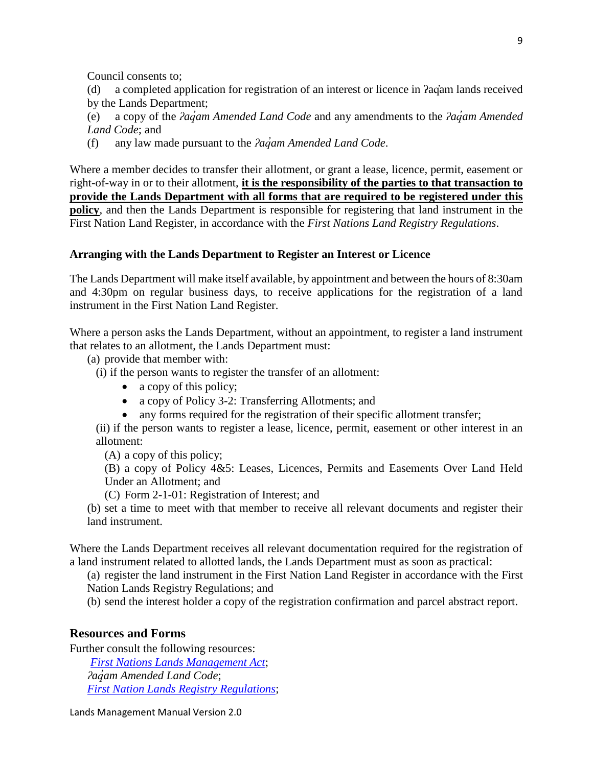Council consents to;

(d) a completed application for registration of an interest or licence in ʔaq̓am lands received by the Lands Department;

(e) a copy of the *ʔaq̓am Amended Land Code* and any amendments to the *ʔaq̓am Amended Land Code*; and

(f) any law made pursuant to the *ʔaq̓am Amended Land Code*.

Where a member decides to transfer their allotment, or grant a lease, licence, permit, easement or right-of-way in or to their allotment, <u>**it is the responsibility of the parties to that transaction to provide the Lands Department with all forms that are required to be registered under this policy**</u>, and then the Lands Department is responsible for registering that land instrument in the First Nation Land Register, in accordance with the *First Nations Land Registry Regulations*.

**Arranging with the Lands Department to Register an Interest or Licence**

The Lands Department will make itself available, by appointment and between the hours of 8:30am and 4:30pm on regular business days, to receive applications for the registration of a land instrument in the First Nation Land Register.

Where a person asks the Lands Department, without an appointment, to register a land instrument that relates to an allotment, the Lands Department must:

(a) provide that member with:

(i) if the person wants to register the transfer of an allotment:

- a copy of this policy;
- a copy of Policy 3-2: Transferring Allotments; and
- any forms required for the registration of their specific allotment transfer;

(ii) if the person wants to register a lease, licence, permit, easement or other interest in an allotment:

(A) a copy of this policy;

(B) a copy of Policy 4&5: Leases, Licences, Permits and Easements Over Land Held Under an Allotment; and

(C) Form 2-1-01: Registration of Interest; and

(b) set a time to meet with that member to receive all relevant documents and register their land instrument.

Where the Lands Department receives all relevant documentation required for the registration of a land instrument related to allotted lands, the Lands Department must as soon as practical:

(a) register the land instrument in the First Nation Land Register in accordance with the First Nation Lands Registry Regulations; and

(b) send the interest holder a copy of the registration confirmation and parcel abstract report.

## Resources and Forms

Further consult the following resources:

*First Nations Lands Management Act*;
*ʔaq̓am Amended Land Code*;
*First Nation Lands Registry Regulations*;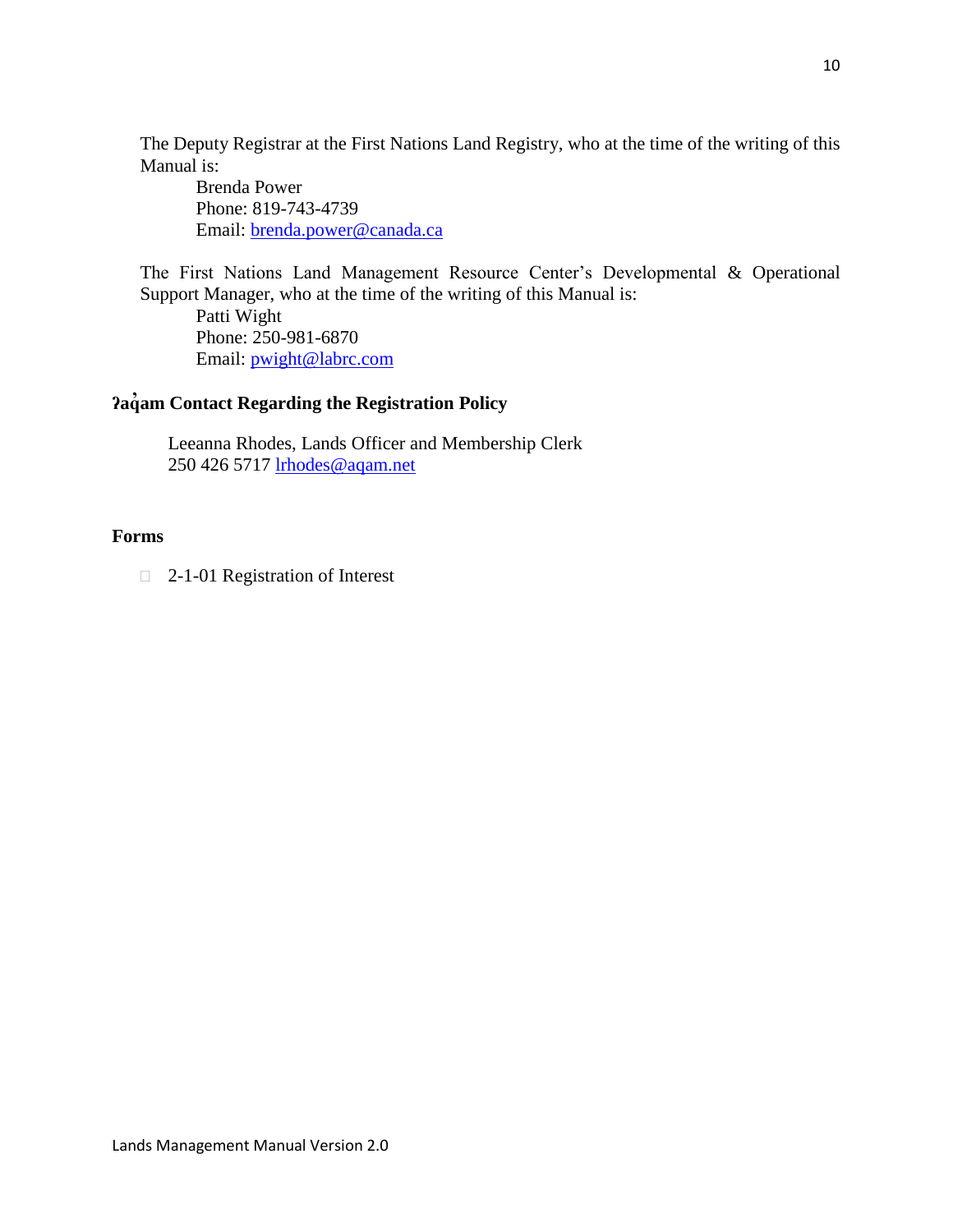The Deputy Registrar at the First Nations Land Registry, who at the time of the writing of this Manual is:

Brenda Power
Phone: 819-743-4739
Email: brenda.power@canada.ca

The First Nations Land Management Resource Center's Developmental & Operational Support Manager, who at the time of the writing of this Manual is:

Patti Wight
Phone: 250-981-6870
Email: pwight@labrc.com

**ʔaq̓am Contact Regarding the Registration Policy**

Leeanna Rhodes, Lands Officer and Membership Clerk
250 426 5717 lrhodes@aqam.net

**Forms**

- 2-1-01 Registration of Interest